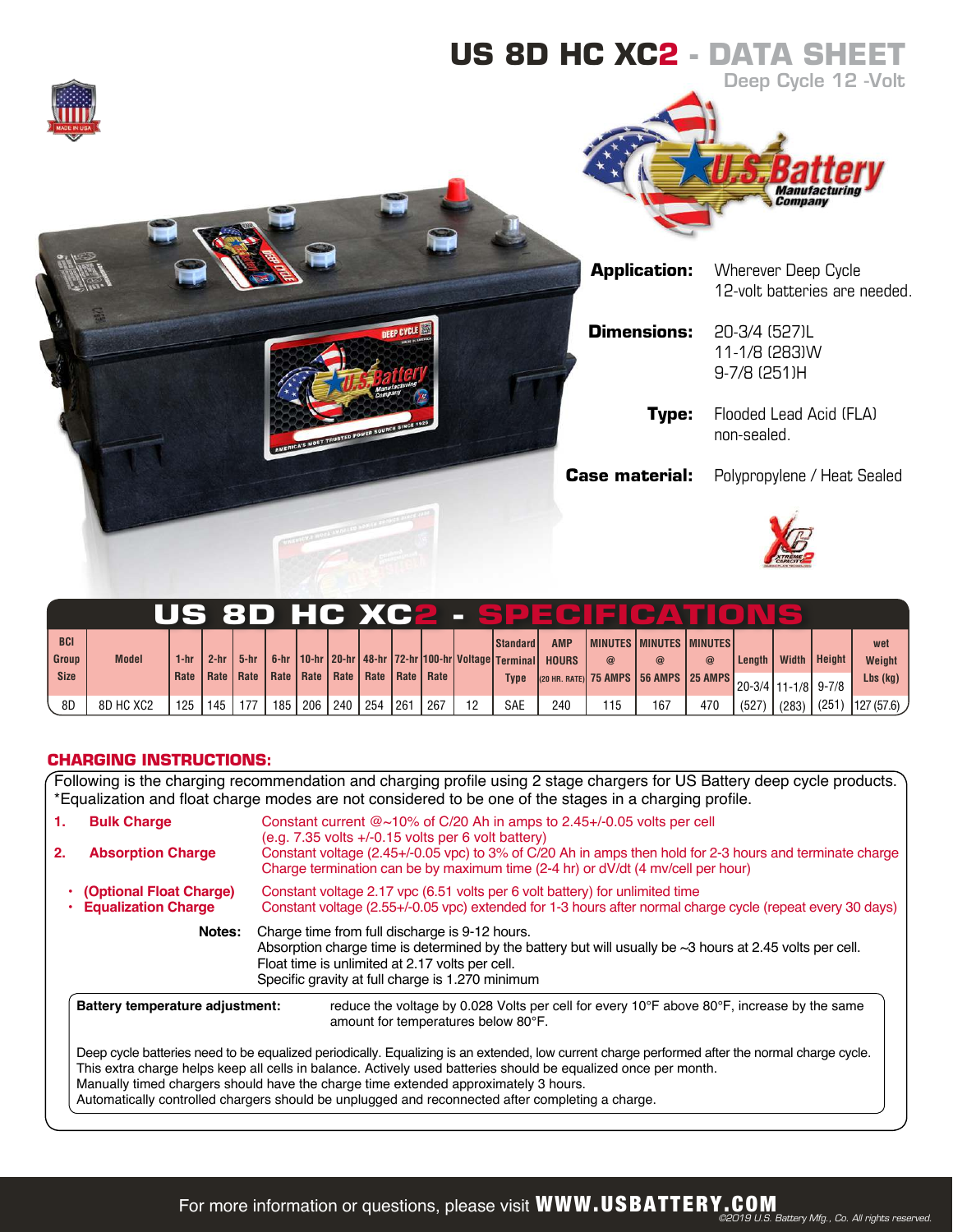# US 8D HC XC2 - DATA SHEET

Deep Cycle 12 -Volt

**Application:** Wherever Deep Cycle 12-volt batteries are needed.

**Dimensions:** 20-3/4 (527)L
11-1/8 (283)W
9-7/8 (251)H

**Type:** Flooded Lead Acid (FLA) non-sealed.

**Case material:** Polypropylene / Heat Sealed

## US 8D HC XC2 - SPECIFICATIONS

| BCI Group Size | Model | 1-hr Rate | 2-hr Rate | 5-hr Rate | 6-hr Rate | 10-hr Rate | 20-hr Rate | 48-hr Rate | 72-hr Rate | 100-hr Rate | Voltage | Standard Terminal Type | AMP HOURS (20 HR. RATE) | MINUTES @ 75 AMPS | MINUTES @ 56 AMPS | MINUTES @ 25 AMPS | Length | Width | Height | wet Weight Lbs (kg) |
|---|---|---|---|---|---|---|---|---|---|---|---|---|---|---|---|---|---|---|---|---|
| 8D | 8D HC XC2 | 125 | 145 | 177 | 185 | 206 | 240 | 254 | 261 | 267 | 12 | SAE | 240 | 115 | 167 | 470 | 20-3/4 (527) | 11-1/8 (283) | 9-7/8 (251) | 127 (57.6) |

### CHARGING INSTRUCTIONS:

Following is the charging recommendation and charging profile using 2 stage chargers for US Battery deep cycle products.
*Equalization and float charge modes are not considered to be one of the stages in a charging profile.

1. **Bulk Charge** — Constant current @~10% of C/20 Ah in amps to 2.45+/-0.05 volts per cell (e.g. 7.35 volts +/-0.15 volts per 6 volt battery)
2. **Absorption Charge** — Constant voltage (2.45+/-0.05 vpc) to 3% of C/20 Ah in amps then hold for 2-3 hours and terminate charge. Charge termination can be by maximum time (2-4 hr) or dV/dt (4 mv/cell per hour)

- **(Optional Float Charge)** — Constant voltage 2.17 vpc (6.51 volts per 6 volt battery) for unlimited time
- **Equalization Charge** — Constant voltage (2.55+/-0.05 vpc) extended for 1-3 hours after normal charge cycle (repeat every 30 days)

**Notes:** Charge time from full discharge is 9-12 hours.
Absorption charge time is determined by the battery but will usually be ~3 hours at 2.45 volts per cell.
Float time is unlimited at 2.17 volts per cell.
Specific gravity at full charge is 1.270 minimum

**Battery temperature adjustment:** reduce the voltage by 0.028 Volts per cell for every 10°F above 80°F, increase by the same amount for temperatures below 80°F.

Deep cycle batteries need to be equalized periodically. Equalizing is an extended, low current charge performed after the normal charge cycle. This extra charge helps keep all cells in balance. Actively used batteries should be equalized once per month.
Manually timed chargers should have the charge time extended approximately 3 hours.
Automatically controlled chargers should be unplugged and reconnected after completing a charge.

For more information or questions, please visit **WWW.USBATTERY.COM**

©2019 U.S. Battery Mfg., Co. All rights reserved.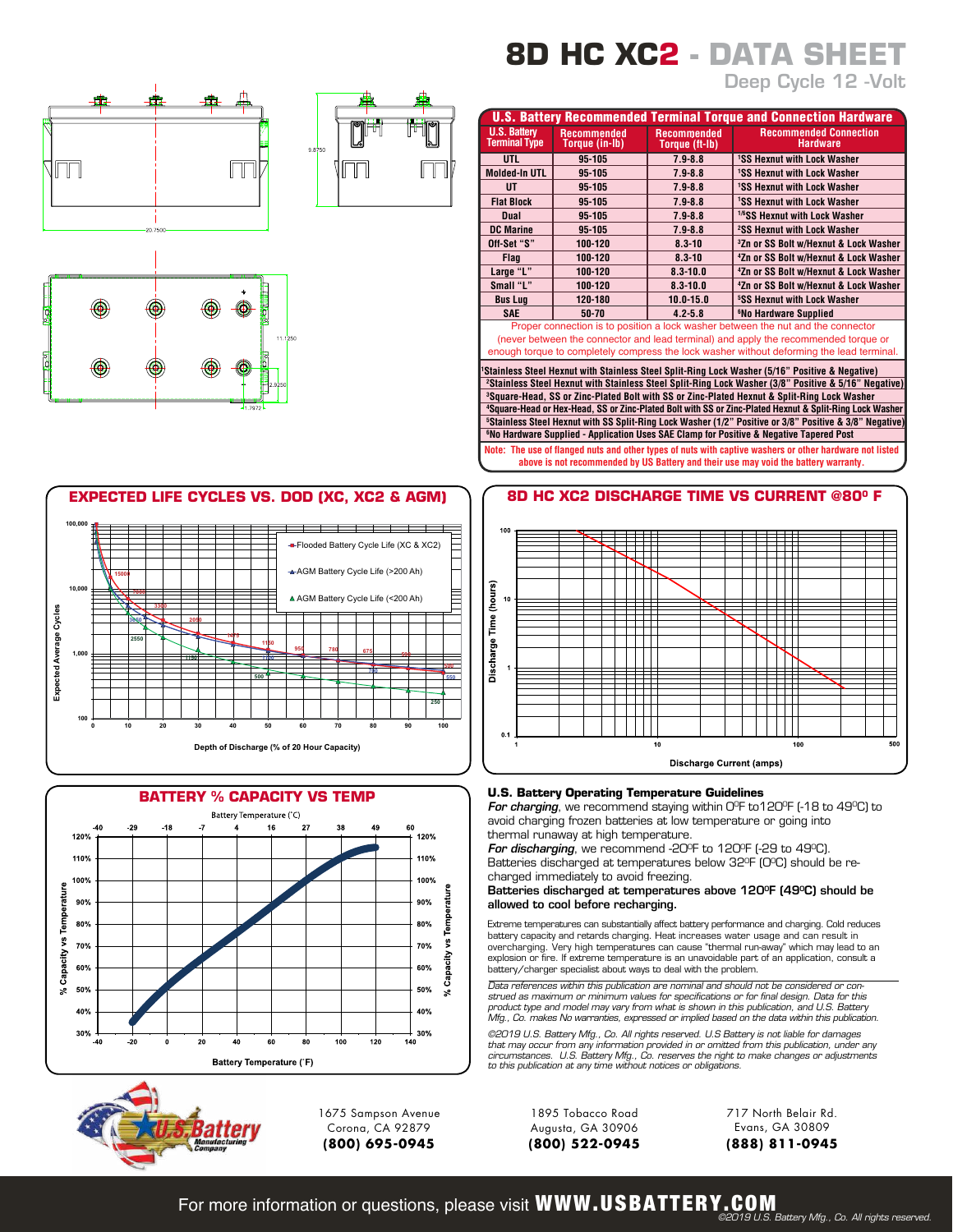# 8D HC XC2 - DATA SHEET

Deep Cycle 12 -Volt

9.8750

20.7500

11.1250

2.9250

1.7972

## U.S. Battery Recommended Terminal Torque and Connection Hardware

| U.S. Battery Terminal Type | Recommended Torque (in-lb) | Recommended Torque (ft-lb) | Recommended Connection Hardware |
|---|---|---|---|
| UTL | 95-105 | 7.9-8.8 | [1]SS Hexnut with Lock Washer |
| Molded-In UTL | 95-105 | 7.9-8.8 | [1]SS Hexnut with Lock Washer |
| UT | 95-105 | 7.9-8.8 | [1]SS Hexnut with Lock Washer |
| Flat Block | 95-105 | 7.9-8.8 | [1]SS Hexnut with Lock Washer |
| Dual | 95-105 | 7.9-8.8 | [1/6]SS Hexnut with Lock Washer |
| DC Marine | 95-105 | 7.9-8.8 | [2]SS Hexnut with Lock Washer |
| Off-Set "S" | 100-120 | 8.3-10 | [3]Zn or SS Bolt w/Hexnut & Lock Washer |
| Flag | 100-120 | 8.3-10 | [4]Zn or SS Bolt w/Hexnut & Lock Washer |
| Large "L" | 100-120 | 8.3-10.0 | [4]Zn or SS Bolt w/Hexnut & Lock Washer |
| Small "L" | 100-120 | 8.3-10.0 | [4]Zn or SS Bolt w/Hexnut & Lock Washer |
| Bus Lug | 120-180 | 10.0-15.0 | [5]SS Hexnut with Lock Washer |
| SAE | 50-70 | 4.2-5.8 | [6]No Hardware Supplied |

Proper connection is to position a lock washer between the nut and the connector (never between the connector and lead terminal) and apply the recommended torque or enough torque to completely compress the lock washer without deforming the lead terminal.

[1]Stainless Steel Hexnut with Stainless Steel Split-Ring Lock Washer (5/16" Positive & Negative)
[2]Stainless Steel Hexnut with Stainless Steel Split-Ring Lock Washer (3/8" Positive & 5/16" Negative)
[3]Square-Head, SS or Zinc-Plated Bolt with SS or Zinc-Plated Hexnut & Split-Ring Lock Washer
[4]Square-Head or Hex-Head, SS or Zinc-Plated Bolt with SS or Zinc-Plated Hexnut & Split-Ring Lock Washer
[5]Stainless Steel Hexnut with SS Split-Ring Lock Washer (1/2" Positive or 3/8" Positive & 3/8" Negative)
[6]No Hardware Supplied - Application Uses SAE Clamp for Positive & Negative Tapered Post

**Note: The use of flanged nuts and other types of nuts with captive washers or other hardware not listed above is not recommended by US Battery and their use may void the battery warranty.**

## EXPECTED LIFE CYCLES VS. DOD (XC, XC2 & AGM)

Flooded Battery Cycle Life (XC & XC2)
AGM Battery Cycle Life (>200 Ah)
AGM Battery Cycle Life (<200 Ah)

Expected Average Cycles
100,000
10,000
1,000
100

15000
7000
3300
2050
1475
1150
950
780
675
590
500
5000
2550
1150
1000
500
780
450
250

Depth of Discharge (% of 20 Hour Capacity)
0 10 20 30 40 50 60 70 80 90 100

## 8D HC XC2 DISCHARGE TIME VS CURRENT @80° F

Discharge Time (hours)
100
10
1
0.1

Discharge Current (amps)
1 10 100 500

## BATTERY % CAPACITY VS TEMP

Battery Temperature (˚C)
-40 -29 -18 -7 4 16 27 38 49 60

% Capacity vs Temperature
120% 110% 100% 90% 80% 70% 60% 50% 40% 30%

Battery Temperature (˚F)
-40 -20 0 20 40 60 80 100 120 140

### U.S. Battery Operating Temperature Guidelines

***For charging***, we recommend staying within 0ºF to120ºF (-18 to 49ºC) to avoid charging frozen batteries at low temperature or going into thermal runaway at high temperature.
***For discharging***, we recommend -20ºF to 120ºF (-29 to 49ºC). Batteries discharged at temperatures below 32ºF (0ºC) should be re-charged immediately to avoid freezing.
**Batteries discharged at temperatures above 120ºF (49ºC) should be allowed to cool before recharging.**

Extreme temperatures can substantially affect battery performance and charging. Cold reduces battery capacity and retards charging. Heat increases water usage and can result in overcharging. Very high temperatures can cause "thermal run-away" which may lead to an explosion or fire. If extreme temperature is an unavoidable part of an application, consult a battery/charger specialist about ways to deal with the problem.

*Data references within this publication are nominal and should not be considered or construed as maximum or minimum values for specifications or for final design. Data for this product type and model may vary from what is shown in this publication, and U.S. Battery Mfg., Co. makes No warranties, expressed or implied based on the data within this publication.*

*©2019 U.S. Battery Mfg., Co. All rights reserved. U.S Battery is not liable for damages that may occur from any information provided in or omitted from this publication, under any circumstances. U.S. Battery Mfg., Co. reserves the right to make changes or adjustments to this publication at any time without notices or obligations.*

U.S. Battery Manufacturing Company

1675 Sampson Avenue
Corona, CA 92879
**(800) 695-0945**

1895 Tobacco Road
Augusta, GA 30906
**(800) 522-0945**

717 North Belair Rd.
Evans, GA 30809
**(888) 811-0945**

For more information or questions, please visit **WWW.USBATTERY.COM**

*©2019 U.S. Battery Mfg., Co. All rights reserved.*